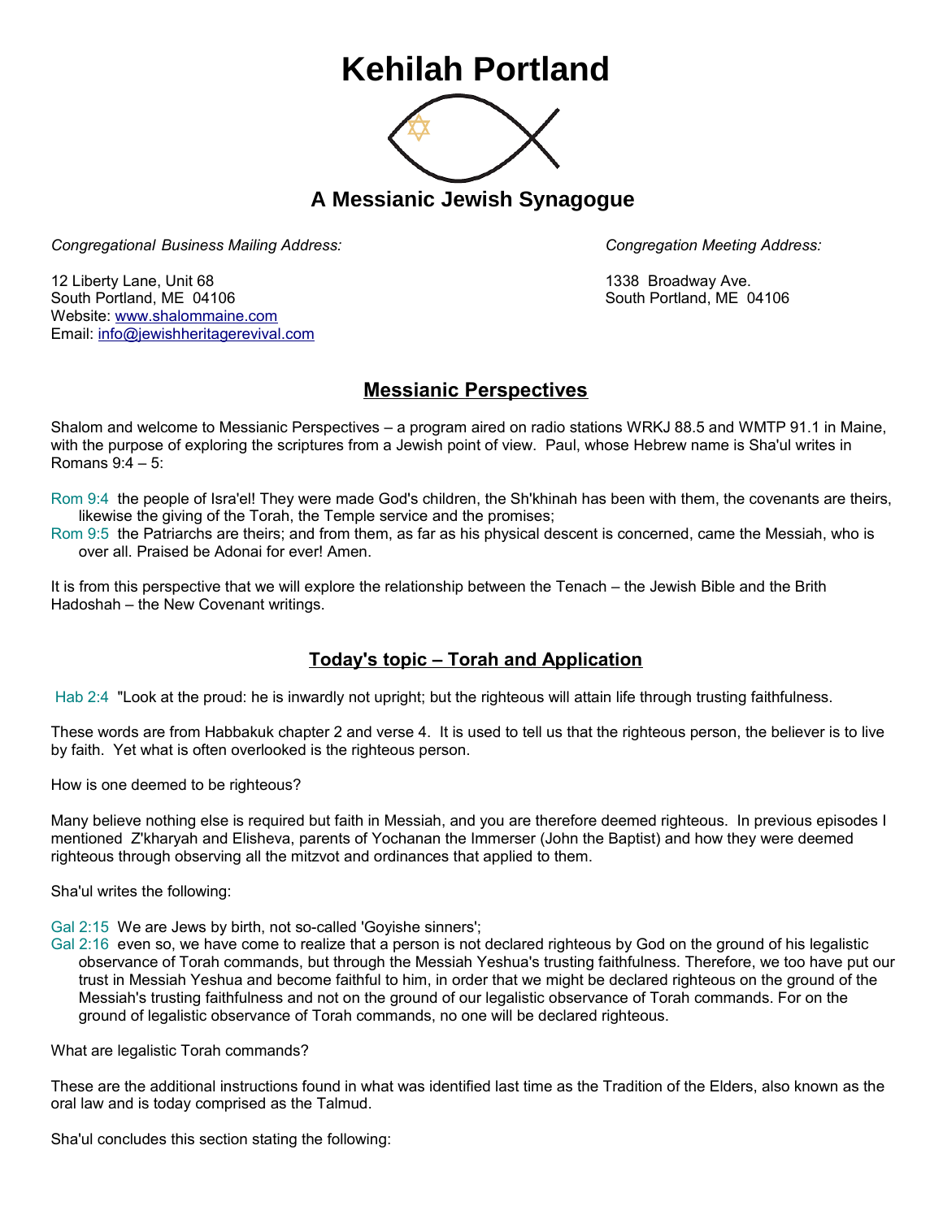# Kehilah Portland

## A Messianic Jewish Synagogue

*Congregational Business Mailing Address:*

12 Liberty Lane, Unit 68
South Portland, ME 04106
Website: www.shalommaine.com
Email: info@jewishheritagerevival.com

*Congregation Meeting Address:*

1338 Broadway Ave.
South Portland, ME 04106

## Messianic Perspectives

Shalom and welcome to Messianic Perspectives – a program aired on radio stations WRKJ 88.5 and WMTP 91.1 in Maine, with the purpose of exploring the scriptures from a Jewish point of view. Paul, whose Hebrew name is Sha'ul writes in Romans 9:4 – 5:

Rom 9:4 the people of Isra'el! They were made God's children, the Sh'khinah has been with them, the covenants are theirs, likewise the giving of the Torah, the Temple service and the promises;
Rom 9:5 the Patriarchs are theirs; and from them, as far as his physical descent is concerned, came the Messiah, who is over all. Praised be Adonai for ever! Amen.

It is from this perspective that we will explore the relationship between the Tenach – the Jewish Bible and the Brith Hadoshah – the New Covenant writings.

## Today's topic – Torah and Application

Hab 2:4 "Look at the proud: he is inwardly not upright; but the righteous will attain life through trusting faithfulness.

These words are from Habbakuk chapter 2 and verse 4. It is used to tell us that the righteous person, the believer is to live by faith. Yet what is often overlooked is the righteous person.

How is one deemed to be righteous?

Many believe nothing else is required but faith in Messiah, and you are therefore deemed righteous. In previous episodes I mentioned Z'kharyah and Elisheva, parents of Yochanan the Immerser (John the Baptist) and how they were deemed righteous through observing all the mitzvot and ordinances that applied to them.

Sha'ul writes the following:

Gal 2:15 We are Jews by birth, not so-called 'Goyishe sinners';
Gal 2:16 even so, we have come to realize that a person is not declared righteous by God on the ground of his legalistic observance of Torah commands, but through the Messiah Yeshua's trusting faithfulness. Therefore, we too have put our trust in Messiah Yeshua and become faithful to him, in order that we might be declared righteous on the ground of the Messiah's trusting faithfulness and not on the ground of our legalistic observance of Torah commands. For on the ground of legalistic observance of Torah commands, no one will be declared righteous.

What are legalistic Torah commands?

These are the additional instructions found in what was identified last time as the Tradition of the Elders, also known as the oral law and is today comprised as the Talmud.

Sha'ul concludes this section stating the following: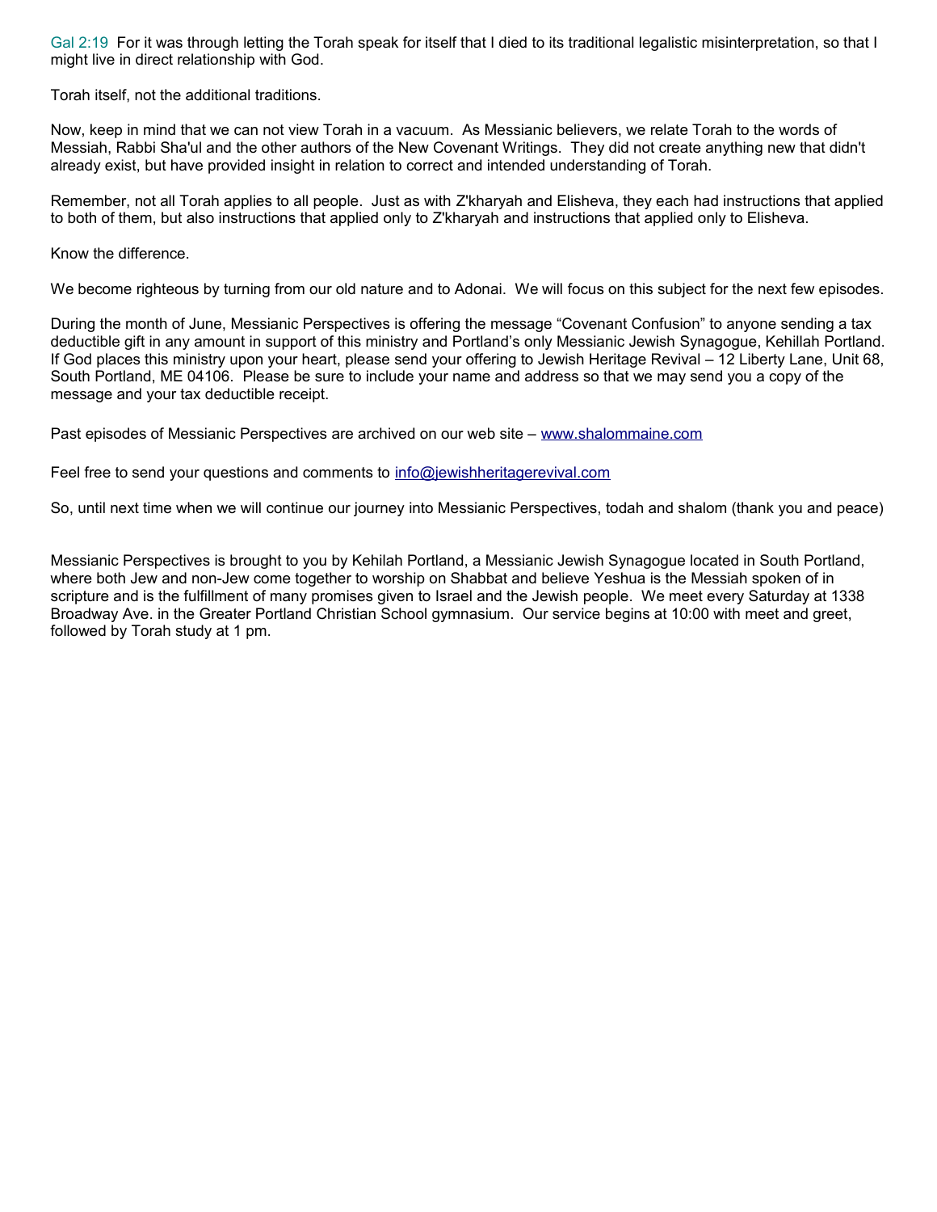Gal 2:19  For it was through letting the Torah speak for itself that I died to its traditional legalistic misinterpretation, so that I might live in direct relationship with God.

Torah itself, not the additional traditions.

Now, keep in mind that we can not view Torah in a vacuum.  As Messianic believers, we relate Torah to the words of Messiah, Rabbi Sha'ul and the other authors of the New Covenant Writings.  They did not create anything new that didn't already exist, but have provided insight in relation to correct and intended understanding of Torah.

Remember, not all Torah applies to all people.  Just as with Z'kharyah and Elisheva, they each had instructions that applied to both of them, but also instructions that applied only to Z'kharyah and instructions that applied only to Elisheva.

Know the difference.

We become righteous by turning from our old nature and to Adonai.  We will focus on this subject for the next few episodes.

During the month of June, Messianic Perspectives is offering the message "Covenant Confusion" to anyone sending a tax deductible gift in any amount in support of this ministry and Portland's only Messianic Jewish Synagogue, Kehillah Portland. If God places this ministry upon your heart, please send your offering to Jewish Heritage Revival – 12 Liberty Lane, Unit 68, South Portland, ME 04106.  Please be sure to include your name and address so that we may send you a copy of the message and your tax deductible receipt.

Past episodes of Messianic Perspectives are archived on our web site – [www.shalommaine.com](www.shalommaine.com)

Feel free to send your questions and comments to [info@jewishheritagerevival.com](mailto:info@jewishheritagerevival.com)

So, until next time when we will continue our journey into Messianic Perspectives, todah and shalom (thank you and peace)

Messianic Perspectives is brought to you by Kehilah Portland, a Messianic Jewish Synagogue located in South Portland, where both Jew and non-Jew come together to worship on Shabbat and believe Yeshua is the Messiah spoken of in scripture and is the fulfillment of many promises given to Israel and the Jewish people.  We meet every Saturday at 1338 Broadway Ave. in the Greater Portland Christian School gymnasium.  Our service begins at 10:00 with meet and greet, followed by Torah study at 1 pm.